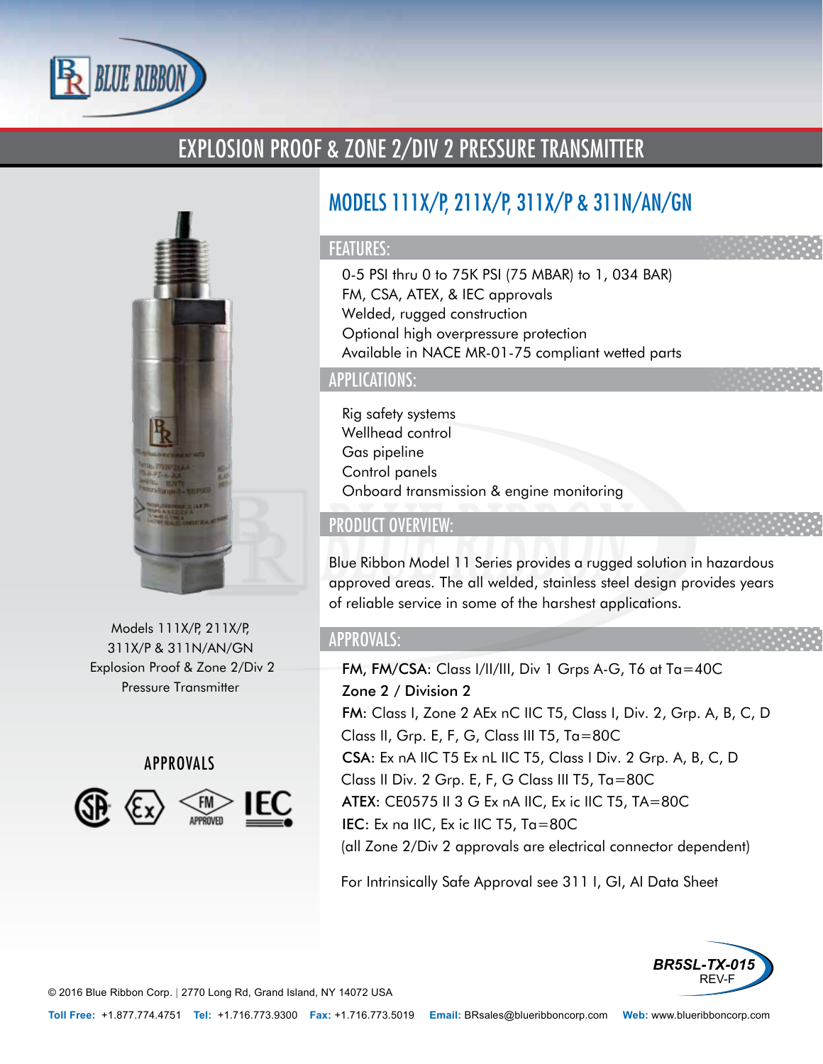# EXPLOSION PROOF & ZONE 2/DIV 2 PRESSURE TRANSMITTER

## MODELS 111X/P, 211X/P, 311X/P & 311N/AN/GN

### FEATURES:

- 0-5 PSI thru 0 to 75K PSI (75 MBAR) to 1, 034 BAR)
- FM, CSA, ATEX, & IEC approvals
- Welded, rugged construction
- Optional high overpressure protection
- Available in NACE MR-01-75 compliant wetted parts

### APPLICATIONS:

- Rig safety systems
- Wellhead control
- Gas pipeline
- Control panels
- Onboard transmission & engine monitoring

### PRODUCT OVERVIEW:

Blue Ribbon Model 11 Series provides a rugged solution in hazardous approved areas. The all welded, stainless steel design provides years of reliable service in some of the harshest applications.

### APPROVALS:

**FM, FM/CSA**: Class I/II/III, Div 1 Grps A-G, T6 at Ta=40C

**Zone 2 / Division 2**

**FM**: Class I, Zone 2 AEx nC IIC T5, Class I, Div. 2, Grp. A, B, C, D Class II, Grp. E, F, G, Class III T5, Ta=80C

**CSA**: Ex nA IIC T5 Ex nL IIC T5, Class I Div. 2 Grp. A, B, C, D Class II Div. 2 Grp. E, F, G Class III T5, Ta=80C

**ATEX**: CE0575 II 3 G Ex nA IIC, Ex ic IIC T5, TA=80C

**IEC**: Ex na IIC, Ex ic IIC T5, Ta=80C

(all Zone 2/Div 2 approvals are electrical connector dependent)

For Intrinsically Safe Approval see 311 I, GI, AI Data Sheet

Models 111X/P, 211X/P, 311X/P & 311N/AN/GN Explosion Proof & Zone 2/Div 2 Pressure Transmitter

APPROVALS

BR5SL-TX-015 REV-F

© 2016 Blue Ribbon Corp. | 2770 Long Rd, Grand Island, NY 14072 USA

**Toll Free:** +1.877.774.4751 **Tel:** +1.716.773.9300 **Fax:** +1.716.773.5019 **Email:** BRsales@blueribboncorp.com **Web:** www.blueribboncorp.com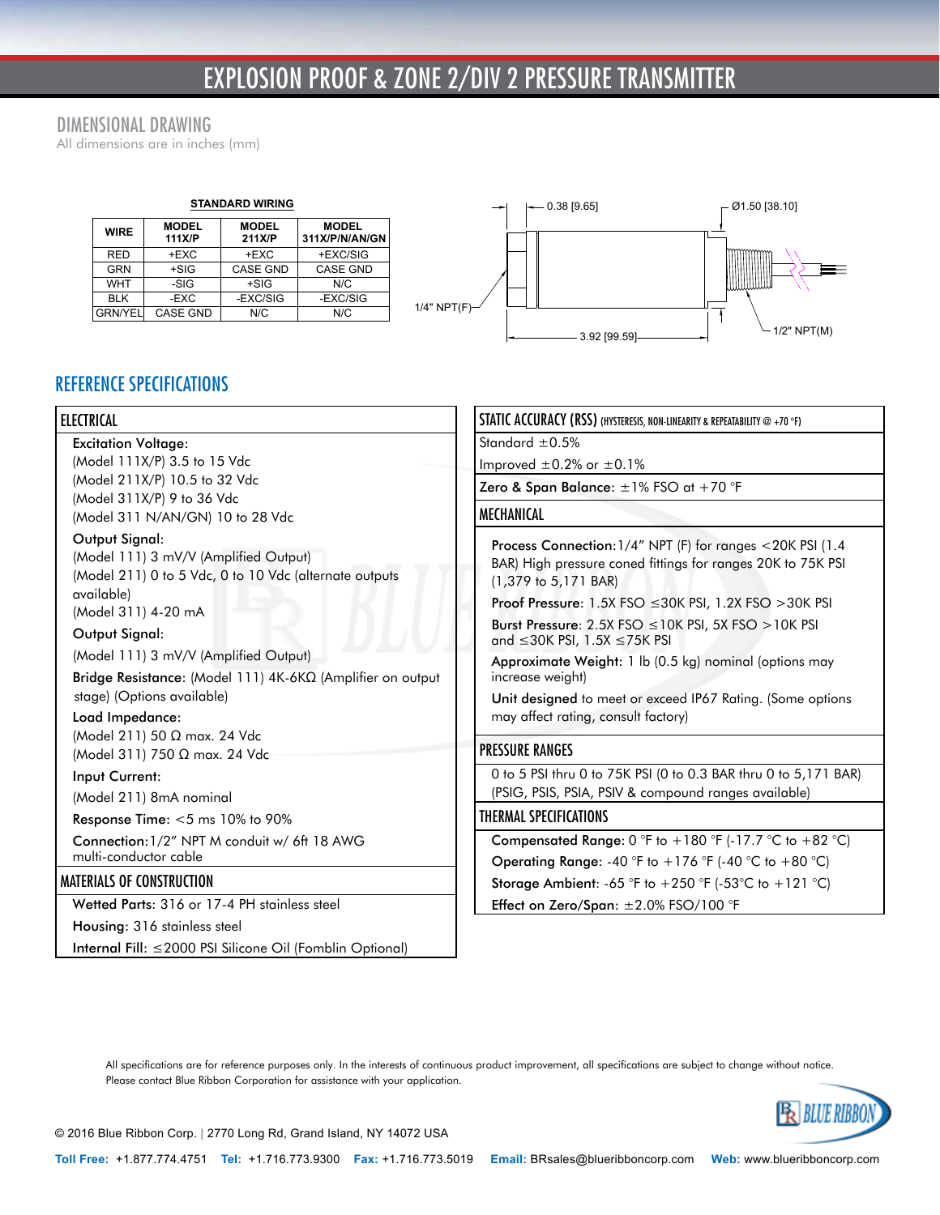# EXPLOSION PROOF & ZONE 2/DIV 2 PRESSURE TRANSMITTER

## DIMENSIONAL DRAWING

All dimensions are in inches (mm)

**STANDARD WIRING**

| WIRE | MODEL 111X/P | MODEL 211X/P | MODEL 311X/P/N/AN/GN |
|---|---|---|---|
| RED | +EXC | +EXC | +EXC/SIG |
| GRN | +SIG | CASE GND | CASE GND |
| WHT | -SIG | +SIG | N/C |
| BLK | -EXC | -EXC/SIG | -EXC/SIG |
| GRN/YEL | CASE GND | N/C | N/C |

0.38 [9.65]
Ø1.50 [38.10]
1/4" NPT(F)
3.92 [99.59]
1/2" NPT(M)

## REFERENCE SPECIFICATIONS

### ELECTRICAL

**Excitation Voltage:**
(Model 111X/P) 3.5 to 15 Vdc
(Model 211X/P) 10.5 to 32 Vdc
(Model 311X/P) 9 to 36 Vdc
(Model 311 N/AN/GN) 10 to 28 Vdc

**Output Signal:**
(Model 111) 3 mV/V (Amplified Output)
(Model 211) 0 to 5 Vdc, 0 to 10 Vdc (alternate outputs available)
(Model 311) 4-20 mA

**Output Signal:**
(Model 111) 3 mV/V (Amplified Output)

**Bridge Resistance:** (Model 111) 4K-6KΩ (Amplifier on output stage) (Options available)

**Load Impedance:**
(Model 211) 50 Ω max. 24 Vdc
(Model 311) 750 Ω max. 24 Vdc

**Input Current:**
(Model 211) 8mA nominal

**Response Time:** <5 ms 10% to 90%

**Connection:** 1/2" NPT M conduit w/ 6ft 18 AWG multi-conductor cable

### MATERIALS OF CONSTRUCTION

**Wetted Parts:** 316 or 17-4 PH stainless steel

**Housing:** 316 stainless steel

**Internal Fill:** ≤2000 PSI Silicone Oil (Fomblin Optional)

### STATIC ACCURACY (RSS) (HYSTERESIS, NON-LINEARITY & REPEATABILITY @ +70 °F)

Standard ±0.5%

Improved ±0.2% or ±0.1%

**Zero & Span Balance:** ±1% FSO at +70 °F

### MECHANICAL

**Process Connection:** 1/4" NPT (F) for ranges <20K PSI (1.4 BAR) High pressure coned fittings for ranges 20K to 75K PSI (1,379 to 5,171 BAR)

**Proof Pressure:** 1.5X FSO ≤30K PSI, 1.2X FSO >30K PSI

**Burst Pressure:** 2.5X FSO ≤10K PSI, 5X FSO >10K PSI and ≤30K PSI, 1.5X ≤75K PSI

**Approximate Weight:** 1 lb (0.5 kg) nominal (options may increase weight)

**Unit designed** to meet or exceed IP67 Rating. (Some options may affect rating, consult factory)

### PRESSURE RANGES

0 to 5 PSI thru 0 to 75K PSI (0 to 0.3 BAR thru 0 to 5,171 BAR) (PSIG, PSIS, PSIA, PSIV & compound ranges available)

### THERMAL SPECIFICATIONS

**Compensated Range:** 0 °F to +180 °F (-17.7 °C to +82 °C)

**Operating Range:** -40 °F to +176 °F (-40 °C to +80 °C)

**Storage Ambient:** -65 °F to +250 °F (-53°C to +121 °C)

**Effect on Zero/Span:** ±2.0% FSO/100 °F

All specifications are for reference purposes only. In the interests of continuous product improvement, all specifications are subject to change without notice. Please contact Blue Ribbon Corporation for assistance with your application.

© 2016 Blue Ribbon Corp. | 2770 Long Rd, Grand Island, NY 14072 USA

**Toll Free:** +1.877.774.4751 **Tel:** +1.716.773.9300 **Fax:** +1.716.773.5019 **Email:** BRsales@blueribboncorp.com **Web:** www.blueribboncorp.com